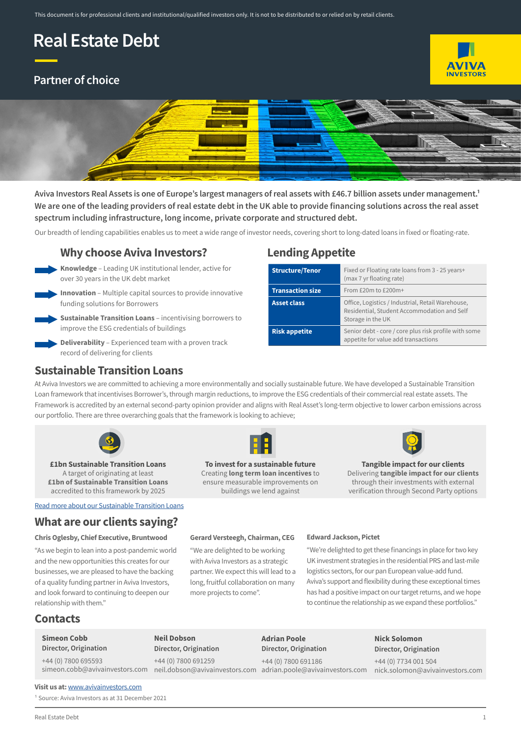This document is for professional clients and institutional/qualified investors only. It is not to be distributed to or relied on by retail clients.

# Real Estate Debt

## Partner of choice

**Aviva Investors Real Assets is one of Europe's largest managers of real assets with £46.7 billion assets under management.[1] We are one of the leading providers of real estate debt in the UK able to provide financing solutions across the real asset spectrum including infrastructure, long income, private corporate and structured debt.**

Our breadth of lending capabilities enables us to meet a wide range of investor needs, covering short to long-dated loans in fixed or floating-rate.

## Why choose Aviva Investors?

- **Knowledge** – Leading UK institutional lender, active for over 30 years in the UK debt market
- **Innovation** – Multiple capital sources to provide innovative funding solutions for Borrowers
- **Sustainable Transition Loans** – incentivising borrowers to improve the ESG credentials of buildings
- **Deliverability** – Experienced team with a proven track record of delivering for clients

## Lending Appetite

| | |
|---|---|
| **Structure/Tenor** | Fixed or Floating rate loans from 3 - 25 years+ (max 7 yr floating rate) |
| **Transaction size** | From £20m to £200m+ |
| **Asset class** | Office, Logistics / Industrial, Retail Warehouse, Residential, Student Accommodation and Self Storage in the UK |
| **Risk appetite** | Senior debt - core / core plus risk profile with some appetite for value add transactions |

## Sustainable Transition Loans

At Aviva Investors we are committed to achieving a more environmentally and socially sustainable future. We have developed a Sustainable Transition Loan framework that incentivises Borrower's, through margin reductions, to improve the ESG credentials of their commercial real estate assets. The Framework is accredited by an external second-party opinion provider and aligns with Real Asset's long-term objective to lower carbon emissions across our portfolio. There are three overarching goals that the framework is looking to achieve;

**£1bn Sustainable Transition Loans**
A target of originating at least **£1bn of Sustainable Transition Loans** accredited to this framework by 2025

**To invest for a sustainable future**
Creating **long term loan incentives** to ensure measurable improvements on buildings we lend against

**Tangible impact for our clients**
Delivering **tangible impact for our clients** through their investments with external verification through Second Party options

[Read more about our Sustainable Transition Loans](#)

## What are our clients saying?

**Chris Oglesby, Chief Executive, Bruntwood**

"As we begin to lean into a post-pandemic world and the new opportunities this creates for our businesses, we are pleased to have the backing of a quality funding partner in Aviva Investors, and look forward to continuing to deepen our relationship with them."

**Gerard Versteegh, Chairman, CEG**

"We are delighted to be working with Aviva Investors as a strategic partner. We expect this will lead to a long, fruitful collaboration on many more projects to come".

**Edward Jackson, Pictet**

"We're delighted to get these financings in place for two key UK investment strategies in the residential PRS and last-mile logistics sectors, for our pan European value-add fund. Aviva's support and flexibility during these exceptional times has had a positive impact on our target returns, and we hope to continue the relationship as we expand these portfolios."

## Contacts

**Simeon Cobb**
**Director, Origination**
+44 (0) 7800 695593
simeon.cobb@avivainvestors.com

**Neil Dobson**
**Director, Origination**
+44 (0) 7800 691259
neil.dobson@avivainvestors.com

**Adrian Poole**
**Director, Origination**
+44 (0) 7800 691186
adrian.poole@avivainvestors.com

**Nick Solomon**
**Director, Origination**
+44 (0) 7734 001 504
nick.solomon@avivainvestors.com

**Visit us at:** [www.avivainvestors.com](www.avivainvestors.com)

[1] Source: Aviva Investors as at 31 December 2021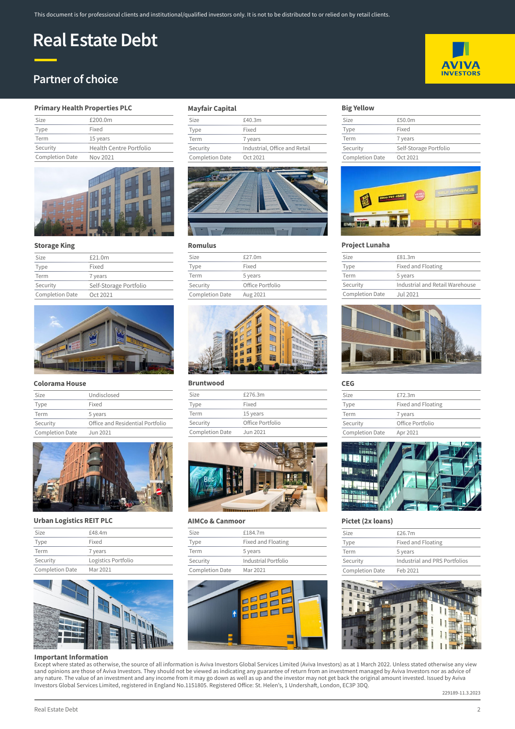This document is for professional clients and institutional/qualified investors only. It is not to be distributed to or relied on by retail clients.

# Real Estate Debt

## Partner of choice

### Primary Health Properties PLC

| | |
|---|---|
| Size | £200.0m |
| Type | Fixed |
| Term | 15 years |
| Security | Health Centre Portfolio |
| Completion Date | Nov 2021 |

### Mayfair Capital

| | |
|---|---|
| Size | £40.3m |
| Type | Fixed |
| Term | 7 years |
| Security | Industrial, Office and Retail |
| Completion Date | Oct 2021 |

### Big Yellow

| | |
|---|---|
| Size | £50.0m |
| Type | Fixed |
| Term | 7 years |
| Security | Self-Storage Portfolio |
| Completion Date | Oct 2021 |

### Storage King

| | |
|---|---|
| Size | £21.0m |
| Type | Fixed |
| Term | 7 years |
| Security | Self-Storage Portfolio |
| Completion Date | Oct 2021 |

### Romulus

| | |
|---|---|
| Size | £27.0m |
| Type | Fixed |
| Term | 5 years |
| Security | Office Portfolio |
| Completion Date | Aug 2021 |

### Project Lunaha

| | |
|---|---|
| Size | £81.3m |
| Type | Fixed and Floating |
| Term | 5 years |
| Security | Industrial and Retail Warehouse |
| Completion Date | Jul 2021 |

### Colorama House

| | |
|---|---|
| Size | Undisclosed |
| Type | Fixed |
| Term | 5 years |
| Security | Office and Residential Portfolio |
| Completion Date | Jun 2021 |

### Bruntwood

| | |
|---|---|
| Size | £276.3m |
| Type | Fixed |
| Term | 15 years |
| Security | Office Portfolio |
| Completion Date | Jun 2021 |

### CEG

| | |
|---|---|
| Size | £72.3m |
| Type | Fixed and Floating |
| Term | 7 years |
| Security | Office Portfolio |
| Completion Date | Apr 2021 |

### Urban Logistics REIT PLC

| | |
|---|---|
| Size | £48.4m |
| Type | Fixed |
| Term | 7 years |
| Security | Logistics Portfolio |
| Completion Date | Mar 2021 |

### AIMCo & Canmoor

| | |
|---|---|
| Size | £184.7m |
| Type | Fixed and Floating |
| Term | 5 years |
| Security | Industrial Portfolio |
| Completion Date | Mar 2021 |

### Pictet (2x loans)

| | |
|---|---|
| Size | £26.7m |
| Type | Fixed and Floating |
| Term | 5 years |
| Security | Industrial and PRS Portfolios |
| Completion Date | Feb 2021 |

### Important Information

Except where stated as otherwise, the source of all information is Aviva Investors Global Services Limited (Aviva Investors) as at 1 March 2022. Unless stated otherwise any view sand opinions are those of Aviva Investors. They should not be viewed as indicating any guarantee of return from an investment managed by Aviva Investors nor as advice of any nature. The value of an investment and any income from it may go down as well as up and the investor may not get back the original amount invested. Issued by Aviva Investors Global Services Limited, registered in England No.1151805. Registered Office: St. Helen's, 1 Undershaft, London, EC3P 3DQ.

229189-11.3.2023